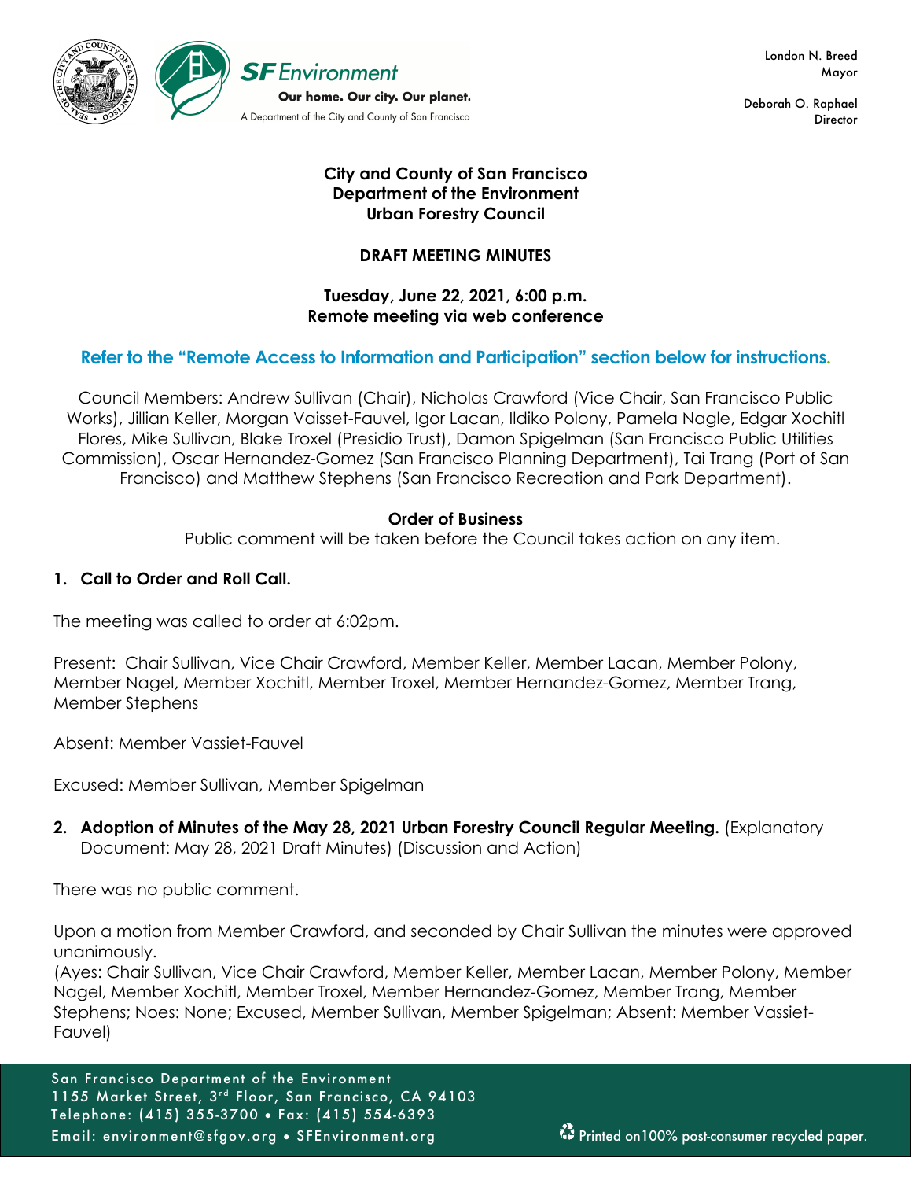London N. Breed
Mayor

Deborah O. Raphael
Director

**City and County of San Francisco**
**Department of the Environment**
**Urban Forestry Council**

**DRAFT MEETING MINUTES**

**Tuesday, June 22, 2021, 6:00 p.m.**
**Remote meeting via web conference**

**Refer to the "Remote Access to Information and Participation" section below for instructions.**

Council Members: Andrew Sullivan (Chair), Nicholas Crawford (Vice Chair, San Francisco Public Works), Jillian Keller, Morgan Vaisset-Fauvel, Igor Lacan, Ildiko Polony, Pamela Nagle, Edgar Xochitl Flores, Mike Sullivan, Blake Troxel (Presidio Trust), Damon Spigelman (San Francisco Public Utilities Commission), Oscar Hernandez-Gomez (San Francisco Planning Department), Tai Trang (Port of San Francisco) and Matthew Stephens (San Francisco Recreation and Park Department).

**Order of Business**

Public comment will be taken before the Council takes action on any item.

**1. Call to Order and Roll Call.**

The meeting was called to order at 6:02pm.

Present: Chair Sullivan, Vice Chair Crawford, Member Keller, Member Lacan, Member Polony, Member Nagel, Member Xochitl, Member Troxel, Member Hernandez-Gomez, Member Trang, Member Stephens

Absent: Member Vassiet-Fauvel

Excused: Member Sullivan, Member Spigelman

**2. Adoption of Minutes of the May 28, 2021 Urban Forestry Council Regular Meeting.** (Explanatory Document: May 28, 2021 Draft Minutes) (Discussion and Action)

There was no public comment.

Upon a motion from Member Crawford, and seconded by Chair Sullivan the minutes were approved unanimously.
(Ayes: Chair Sullivan, Vice Chair Crawford, Member Keller, Member Lacan, Member Polony, Member Nagel, Member Xochitl, Member Troxel, Member Hernandez-Gomez, Member Trang, Member Stephens; Noes: None; Excused, Member Sullivan, Member Spigelman; Absent: Member Vassiet-Fauvel)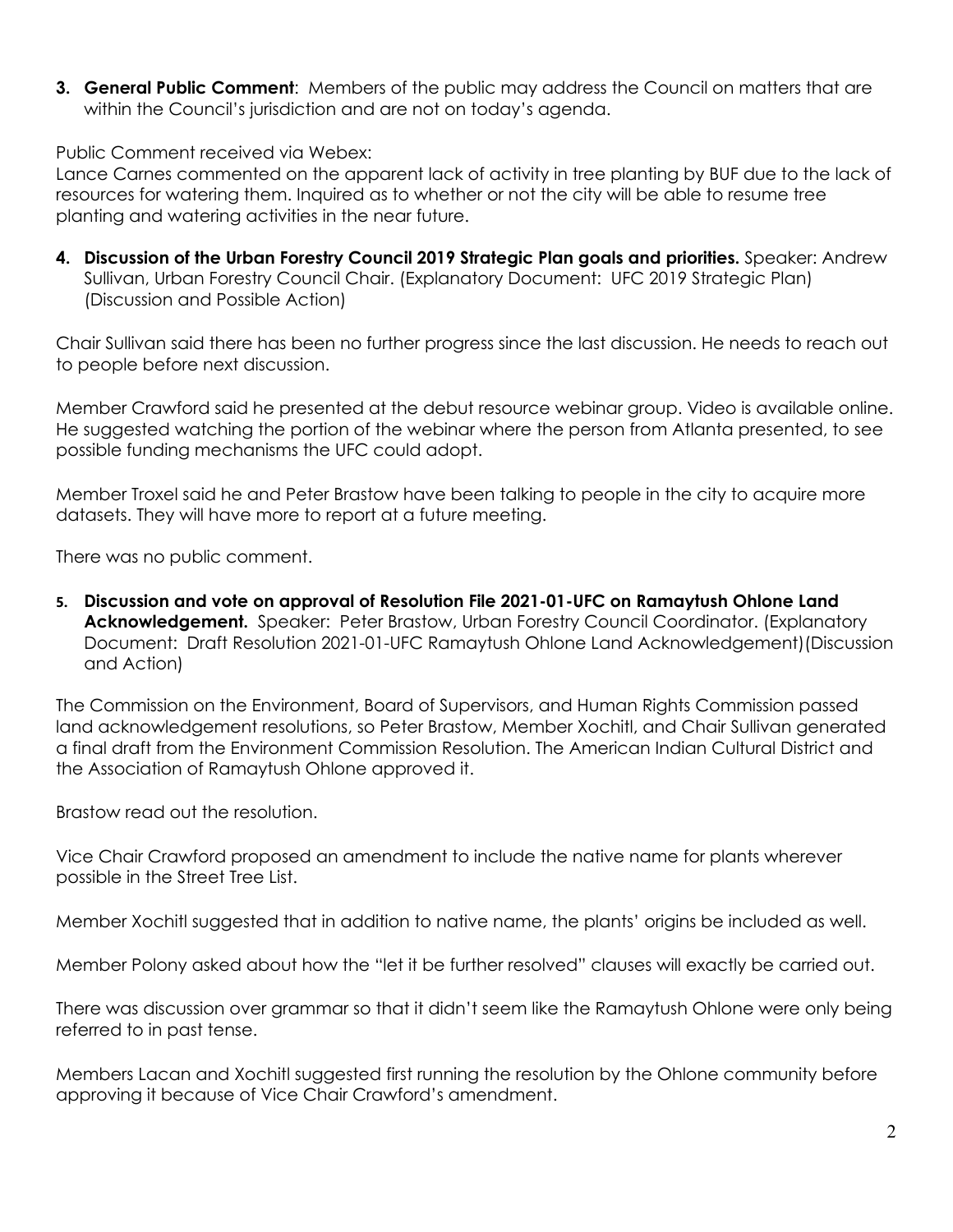3. **General Public Comment**: Members of the public may address the Council on matters that are within the Council's jurisdiction and are not on today's agenda.

Public Comment received via Webex:
Lance Carnes commented on the apparent lack of activity in tree planting by BUF due to the lack of resources for watering them. Inquired as to whether or not the city will be able to resume tree planting and watering activities in the near future.

4. **Discussion of the Urban Forestry Council 2019 Strategic Plan goals and priorities.** Speaker: Andrew Sullivan, Urban Forestry Council Chair. (Explanatory Document: UFC 2019 Strategic Plan) (Discussion and Possible Action)

Chair Sullivan said there has been no further progress since the last discussion. He needs to reach out to people before next discussion.

Member Crawford said he presented at the debut resource webinar group. Video is available online. He suggested watching the portion of the webinar where the person from Atlanta presented, to see possible funding mechanisms the UFC could adopt.

Member Troxel said he and Peter Brastow have been talking to people in the city to acquire more datasets. They will have more to report at a future meeting.

There was no public comment.

5. **Discussion and vote on approval of Resolution File 2021-01-UFC on Ramaytush Ohlone Land Acknowledgement.** Speaker: Peter Brastow, Urban Forestry Council Coordinator. (Explanatory Document: Draft Resolution 2021-01-UFC Ramaytush Ohlone Land Acknowledgement)(Discussion and Action)

The Commission on the Environment, Board of Supervisors, and Human Rights Commission passed land acknowledgement resolutions, so Peter Brastow, Member Xochitl, and Chair Sullivan generated a final draft from the Environment Commission Resolution. The American Indian Cultural District and the Association of Ramaytush Ohlone approved it.

Brastow read out the resolution.

Vice Chair Crawford proposed an amendment to include the native name for plants wherever possible in the Street Tree List.

Member Xochitl suggested that in addition to native name, the plants' origins be included as well.

Member Polony asked about how the "let it be further resolved" clauses will exactly be carried out.

There was discussion over grammar so that it didn't seem like the Ramaytush Ohlone were only being referred to in past tense.

Members Lacan and Xochitl suggested first running the resolution by the Ohlone community before approving it because of Vice Chair Crawford's amendment.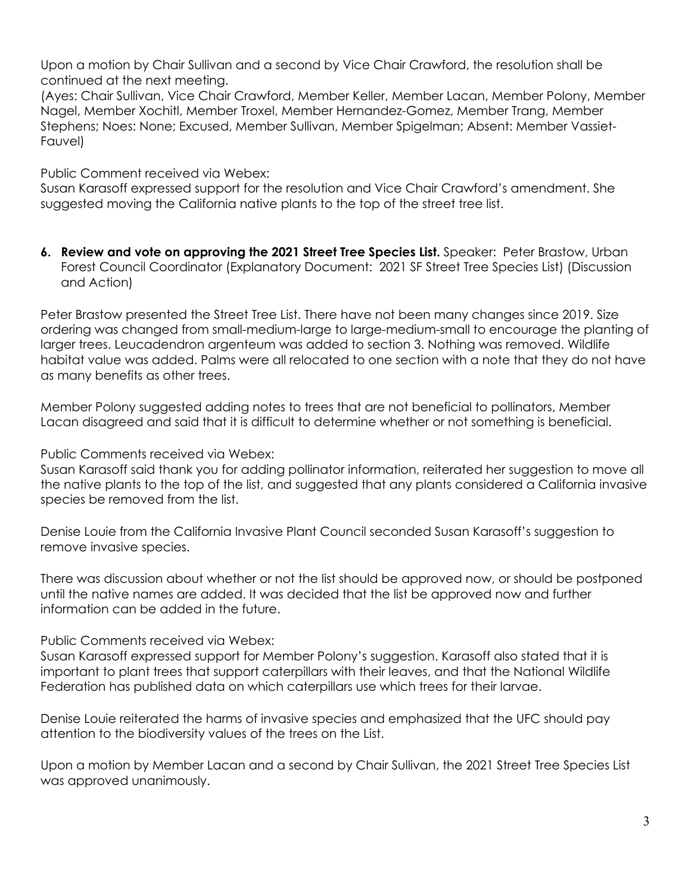Upon a motion by Chair Sullivan and a second by Vice Chair Crawford, the resolution shall be continued at the next meeting.
(Ayes: Chair Sullivan, Vice Chair Crawford, Member Keller, Member Lacan, Member Polony, Member Nagel, Member Xochitl, Member Troxel, Member Hernandez-Gomez, Member Trang, Member Stephens; Noes: None; Excused, Member Sullivan, Member Spigelman; Absent: Member Vassiet-Fauvel)

Public Comment received via Webex:
Susan Karasoff expressed support for the resolution and Vice Chair Crawford's amendment. She suggested moving the California native plants to the top of the street tree list.

6. **Review and vote on approving the 2021 Street Tree Species List.** Speaker: Peter Brastow, Urban Forest Council Coordinator (Explanatory Document: 2021 SF Street Tree Species List) (Discussion and Action)

Peter Brastow presented the Street Tree List. There have not been many changes since 2019. Size ordering was changed from small-medium-large to large-medium-small to encourage the planting of larger trees. Leucadendron argenteum was added to section 3. Nothing was removed. Wildlife habitat value was added. Palms were all relocated to one section with a note that they do not have as many benefits as other trees.

Member Polony suggested adding notes to trees that are not beneficial to pollinators, Member Lacan disagreed and said that it is difficult to determine whether or not something is beneficial.

Public Comments received via Webex:
Susan Karasoff said thank you for adding pollinator information, reiterated her suggestion to move all the native plants to the top of the list, and suggested that any plants considered a California invasive species be removed from the list.

Denise Louie from the California Invasive Plant Council seconded Susan Karasoff's suggestion to remove invasive species.

There was discussion about whether or not the list should be approved now, or should be postponed until the native names are added. It was decided that the list be approved now and further information can be added in the future.

Public Comments received via Webex:
Susan Karasoff expressed support for Member Polony's suggestion. Karasoff also stated that it is important to plant trees that support caterpillars with their leaves, and that the National Wildlife Federation has published data on which caterpillars use which trees for their larvae.

Denise Louie reiterated the harms of invasive species and emphasized that the UFC should pay attention to the biodiversity values of the trees on the List.

Upon a motion by Member Lacan and a second by Chair Sullivan, the 2021 Street Tree Species List was approved unanimously.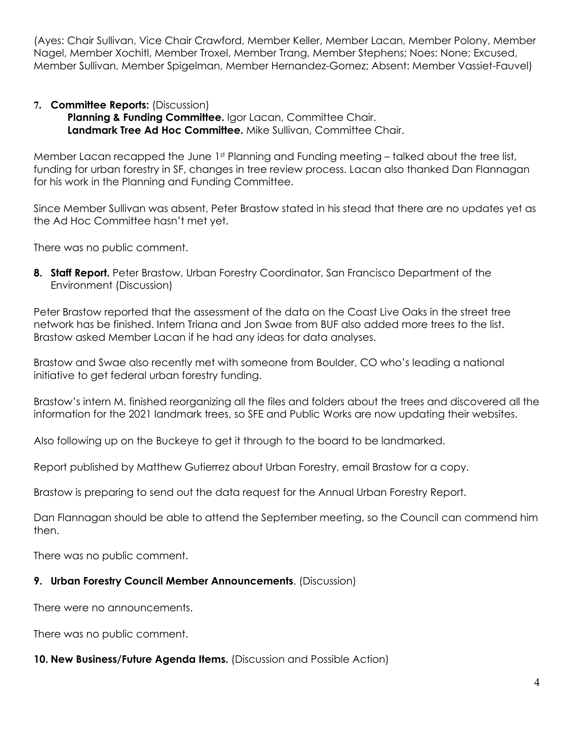(Ayes: Chair Sullivan, Vice Chair Crawford, Member Keller, Member Lacan, Member Polony, Member Nagel, Member Xochitl, Member Troxel, Member Trang, Member Stephens; Noes: None; Excused, Member Sullivan, Member Spigelman, Member Hernandez-Gomez; Absent: Member Vassiet-Fauvel)

**7. Committee Reports:** (Discussion)
**Planning & Funding Committee.** Igor Lacan, Committee Chair.
**Landmark Tree Ad Hoc Committee.** Mike Sullivan, Committee Chair.

Member Lacan recapped the June 1st Planning and Funding meeting – talked about the tree list, funding for urban forestry in SF, changes in tree review process. Lacan also thanked Dan Flannagan for his work in the Planning and Funding Committee.

Since Member Sullivan was absent, Peter Brastow stated in his stead that there are no updates yet as the Ad Hoc Committee hasn't met yet.

There was no public comment.

**8. Staff Report.** Peter Brastow, Urban Forestry Coordinator, San Francisco Department of the Environment (Discussion)

Peter Brastow reported that the assessment of the data on the Coast Live Oaks in the street tree network has be finished. Intern Triana and Jon Swae from BUF also added more trees to the list. Brastow asked Member Lacan if he had any ideas for data analyses.

Brastow and Swae also recently met with someone from Boulder, CO who's leading a national initiative to get federal urban forestry funding.

Brastow's intern M. finished reorganizing all the files and folders about the trees and discovered all the information for the 2021 landmark trees, so SFE and Public Works are now updating their websites.

Also following up on the Buckeye to get it through to the board to be landmarked.

Report published by Matthew Gutierrez about Urban Forestry, email Brastow for a copy.

Brastow is preparing to send out the data request for the Annual Urban Forestry Report.

Dan Flannagan should be able to attend the September meeting, so the Council can commend him then.

There was no public comment.

**9. Urban Forestry Council Member Announcements**. (Discussion)

There were no announcements.

There was no public comment.

**10. New Business/Future Agenda Items.** (Discussion and Possible Action)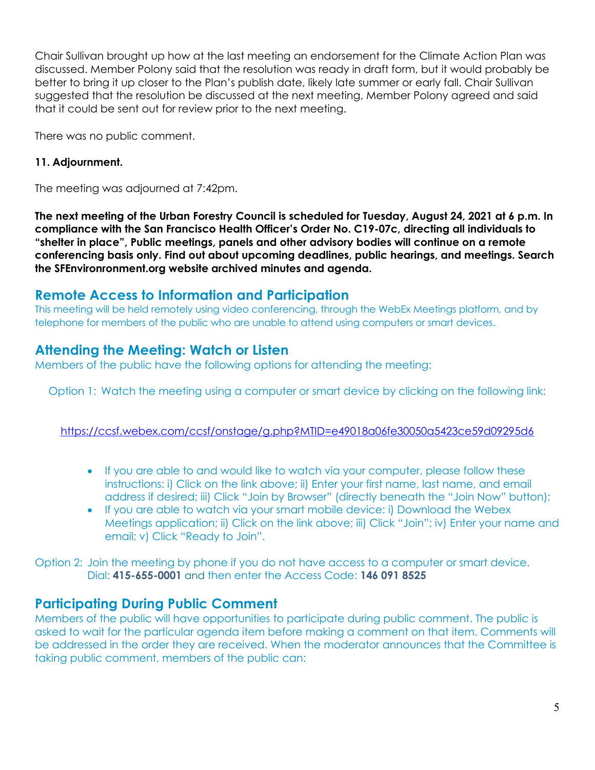Chair Sullivan brought up how at the last meeting an endorsement for the Climate Action Plan was discussed. Member Polony said that the resolution was ready in draft form, but it would probably be better to bring it up closer to the Plan's publish date, likely late summer or early fall. Chair Sullivan suggested that the resolution be discussed at the next meeting, Member Polony agreed and said that it could be sent out for review prior to the next meeting.

There was no public comment.

**11. Adjournment.**

The meeting was adjourned at 7:42pm.

**The next meeting of the Urban Forestry Council is scheduled for Tuesday, August 24, 2021 at 6 p.m. In compliance with the San Francisco Health Officer's Order No. C19-07c, directing all individuals to "shelter in place", Public meetings, panels and other advisory bodies will continue on a remote conferencing basis only. Find out about upcoming deadlines, public hearings, and meetings. Search the SFEnvironronment.org website archived minutes and agenda.**

## Remote Access to Information and Participation

This meeting will be held remotely using video conferencing, through the WebEx Meetings platform, and by telephone for members of the public who are unable to attend using computers or smart devices.

## Attending the Meeting: Watch or Listen

Members of the public have the following options for attending the meeting:

Option 1: Watch the meeting using a computer or smart device by clicking on the following link:

https://ccsf.webex.com/ccsf/onstage/g.php?MTID=e49018a06fe30050a5423ce59d09295d6

- If you are able to and would like to watch via your computer, please follow these instructions: i) Click on the link above; ii) Enter your first name, last name, and email address if desired; iii) Click "Join by Browser" (directly beneath the "Join Now" button);
- If you are able to watch via your smart mobile device: i) Download the Webex Meetings application; ii) Click on the link above; iii) Click "Join"; iv) Enter your name and email; v) Click "Ready to Join".

Option 2: Join the meeting by phone if you do not have access to a computer or smart device. Dial: **415-655-0001** and then enter the Access Code: **146 091 8525**

## Participating During Public Comment

Members of the public will have opportunities to participate during public comment. The public is asked to wait for the particular agenda item before making a comment on that item. Comments will be addressed in the order they are received. When the moderator announces that the Committee is taking public comment, members of the public can: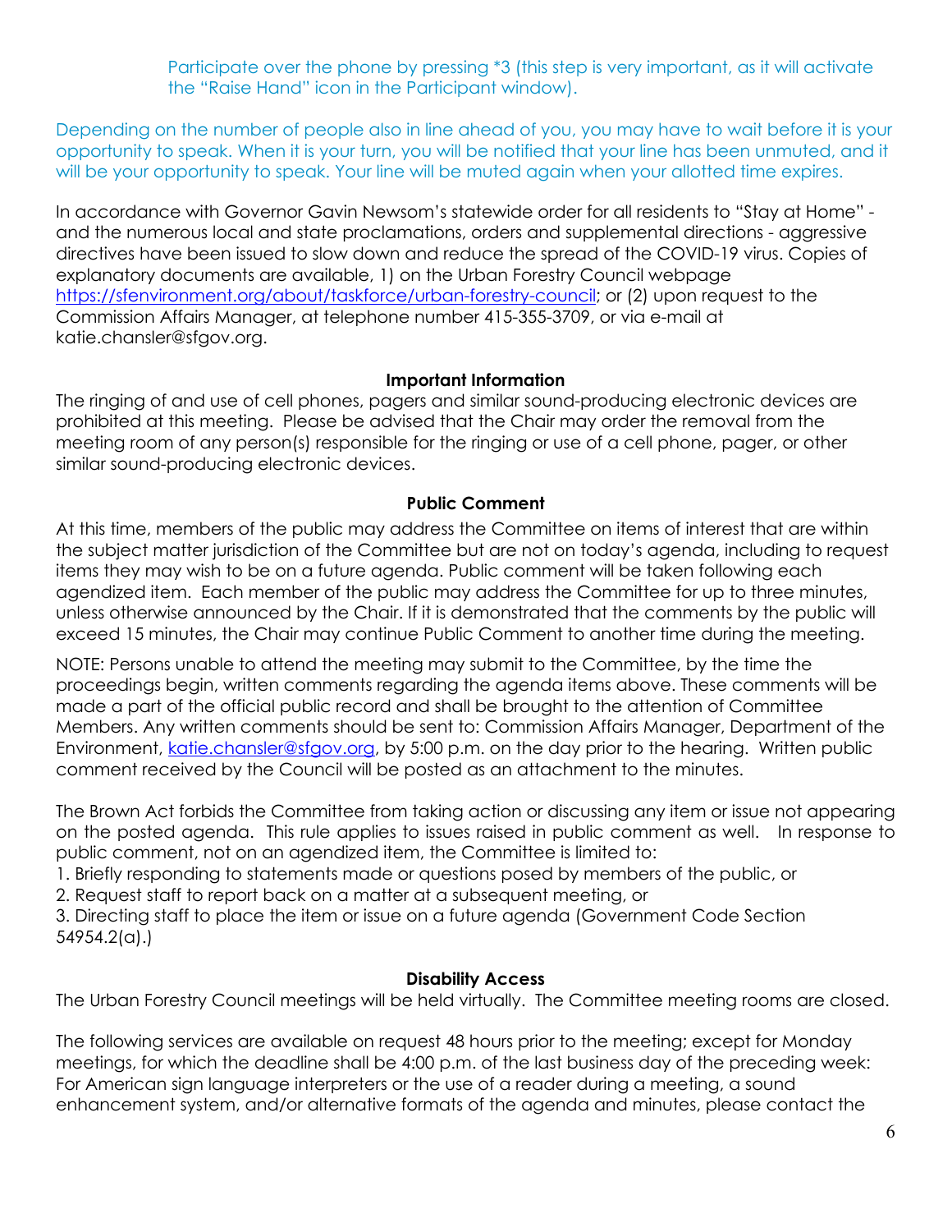Participate over the phone by pressing *3 (this step is very important, as it will activate the "Raise Hand" icon in the Participant window).

Depending on the number of people also in line ahead of you, you may have to wait before it is your opportunity to speak. When it is your turn, you will be notified that your line has been unmuted, and it will be your opportunity to speak. Your line will be muted again when your allotted time expires.

In accordance with Governor Gavin Newsom's statewide order for all residents to "Stay at Home" - and the numerous local and state proclamations, orders and supplemental directions - aggressive directives have been issued to slow down and reduce the spread of the COVID-19 virus. Copies of explanatory documents are available, 1) on the Urban Forestry Council webpage [https://sfenvironment.org/about/taskforce/urban-forestry-council](https://sfenvironment.org/about/taskforce/urban-forestry-council); or (2) upon request to the Commission Affairs Manager, at telephone number 415-355-3709, or via e-mail at katie.chansler@sfgov.org.

**Important Information**

The ringing of and use of cell phones, pagers and similar sound-producing electronic devices are prohibited at this meeting. Please be advised that the Chair may order the removal from the meeting room of any person(s) responsible for the ringing or use of a cell phone, pager, or other similar sound-producing electronic devices.

**Public Comment**

At this time, members of the public may address the Committee on items of interest that are within the subject matter jurisdiction of the Committee but are not on today's agenda, including to request items they may wish to be on a future agenda. Public comment will be taken following each agendized item. Each member of the public may address the Committee for up to three minutes, unless otherwise announced by the Chair. If it is demonstrated that the comments by the public will exceed 15 minutes, the Chair may continue Public Comment to another time during the meeting.

NOTE: Persons unable to attend the meeting may submit to the Committee, by the time the proceedings begin, written comments regarding the agenda items above. These comments will be made a part of the official public record and shall be brought to the attention of Committee Members. Any written comments should be sent to: Commission Affairs Manager, Department of the Environment, [katie.chansler@sfgov.org](mailto:katie.chansler@sfgov.org), by 5:00 p.m. on the day prior to the hearing. Written public comment received by the Council will be posted as an attachment to the minutes.

The Brown Act forbids the Committee from taking action or discussing any item or issue not appearing on the posted agenda. This rule applies to issues raised in public comment as well. In response to public comment, not on an agendized item, the Committee is limited to:

1. Briefly responding to statements made or questions posed by members of the public, or
2. Request staff to report back on a matter at a subsequent meeting, or
3. Directing staff to place the item or issue on a future agenda (Government Code Section 54954.2(a).)

**Disability Access**

The Urban Forestry Council meetings will be held virtually. The Committee meeting rooms are closed.

The following services are available on request 48 hours prior to the meeting; except for Monday meetings, for which the deadline shall be 4:00 p.m. of the last business day of the preceding week: For American sign language interpreters or the use of a reader during a meeting, a sound enhancement system, and/or alternative formats of the agenda and minutes, please contact the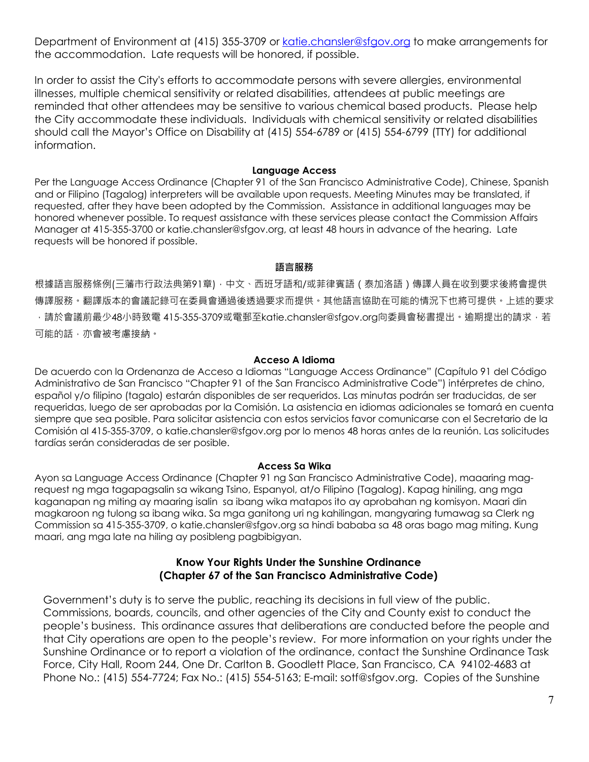Department of Environment at (415) 355-3709 or [katie.chansler@sfgov.org](mailto:katie.chansler@sfgov.org) to make arrangements for the accommodation. Late requests will be honored, if possible.

In order to assist the City's efforts to accommodate persons with severe allergies, environmental illnesses, multiple chemical sensitivity or related disabilities, attendees at public meetings are reminded that other attendees may be sensitive to various chemical based products. Please help the City accommodate these individuals. Individuals with chemical sensitivity or related disabilities should call the Mayor's Office on Disability at (415) 554-6789 or (415) 554-6799 (TTY) for additional information.

**Language Access**

Per the Language Access Ordinance (Chapter 91 of the San Francisco Administrative Code), Chinese, Spanish and or Filipino (Tagalog) interpreters will be available upon requests. Meeting Minutes may be translated, if requested, after they have been adopted by the Commission. Assistance in additional languages may be honored whenever possible. To request assistance with these services please contact the Commission Affairs Manager at 415-355-3700 or katie.chansler@sfgov.org, at least 48 hours in advance of the hearing. Late requests will be honored if possible.

**語言服務**

根據語言服務條例(三藩市行政法典第91章)，中文、西班牙語和/或菲律賓語（泰加洛語）傳譯人員在收到要求後將會提供傳譯服務。翻譯版本的會議記錄可在委員會通過後透過要求而提供。其他語言協助在可能的情況下也將可提供。上述的要求，請於會議前最少48小時致電 415-355-3709或電郵至katie.chansler@sfgov.org向委員會秘書提出。逾期提出的請求，若可能的話，亦會被考慮接納。

**Acceso A Idioma**

De acuerdo con la Ordenanza de Acceso a Idiomas "Language Access Ordinance" (Capítulo 91 del Código Administrativo de San Francisco "Chapter 91 of the San Francisco Administrative Code") intérpretes de chino, español y/o filipino (tagalo) estarán disponibles de ser requeridos. Las minutas podrán ser traducidas, de ser requeridas, luego de ser aprobadas por la Comisión. La asistencia en idiomas adicionales se tomará en cuenta siempre que sea posible. Para solicitar asistencia con estos servicios favor comunicarse con el Secretario de la Comisión al 415-355-3709, o katie.chansler@sfgov.org por lo menos 48 horas antes de la reunión. Las solicitudes tardías serán consideradas de ser posible.

**Access Sa Wika**

Ayon sa Language Access Ordinance (Chapter 91 ng San Francisco Administrative Code), maaaring mag-request ng mga tagapagsalin sa wikang Tsino, Espanyol, at/o Filipino (Tagalog). Kapag hiniling, ang mga kaganapan ng miting ay maaring isalin sa ibang wika matapos ito ay aprobahan ng komisyon. Maari din magkaroon ng tulong sa ibang wika. Sa mga ganitong uri ng kahilingan, mangyaring tumawag sa Clerk ng Commission sa 415-355-3709, o katie.chansler@sfgov.org sa hindi bababa sa 48 oras bago mag miting. Kung maari, ang mga late na hiling ay posibleng pagbibigyan.

**Know Your Rights Under the Sunshine Ordinance**
**(Chapter 67 of the San Francisco Administrative Code)**

Government's duty is to serve the public, reaching its decisions in full view of the public. Commissions, boards, councils, and other agencies of the City and County exist to conduct the people's business. This ordinance assures that deliberations are conducted before the people and that City operations are open to the people's review. For more information on your rights under the Sunshine Ordinance or to report a violation of the ordinance, contact the Sunshine Ordinance Task Force, City Hall, Room 244, One Dr. Carlton B. Goodlett Place, San Francisco, CA 94102-4683 at Phone No.: (415) 554-7724; Fax No.: (415) 554-5163; E-mail: sotf@sfgov.org. Copies of the Sunshine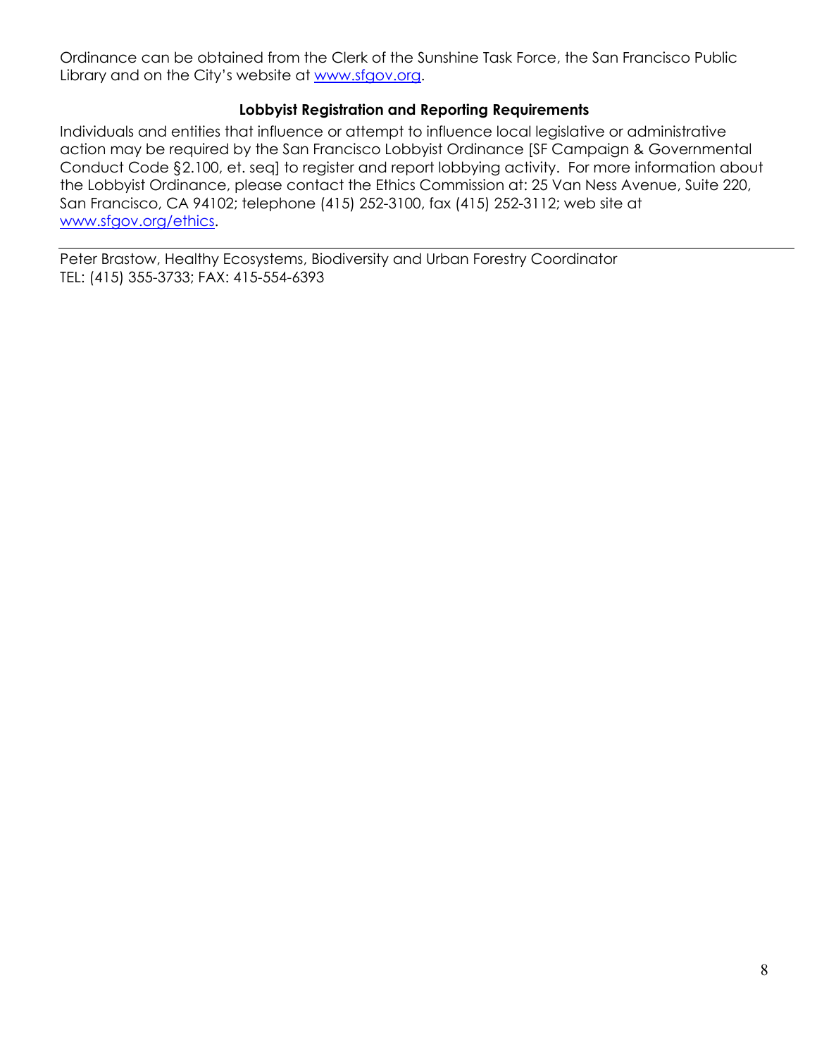Ordinance can be obtained from the Clerk of the Sunshine Task Force, the San Francisco Public Library and on the City's website at www.sfgov.org.

### Lobbyist Registration and Reporting Requirements

Individuals and entities that influence or attempt to influence local legislative or administrative action may be required by the San Francisco Lobbyist Ordinance [SF Campaign & Governmental Conduct Code §2.100, et. seq] to register and report lobbying activity. For more information about the Lobbyist Ordinance, please contact the Ethics Commission at: 25 Van Ness Avenue, Suite 220, San Francisco, CA 94102; telephone (415) 252-3100, fax (415) 252-3112; web site at www.sfgov.org/ethics.

---

Peter Brastow, Healthy Ecosystems, Biodiversity and Urban Forestry Coordinator
TEL: (415) 355-3733; FAX: 415-554-6393